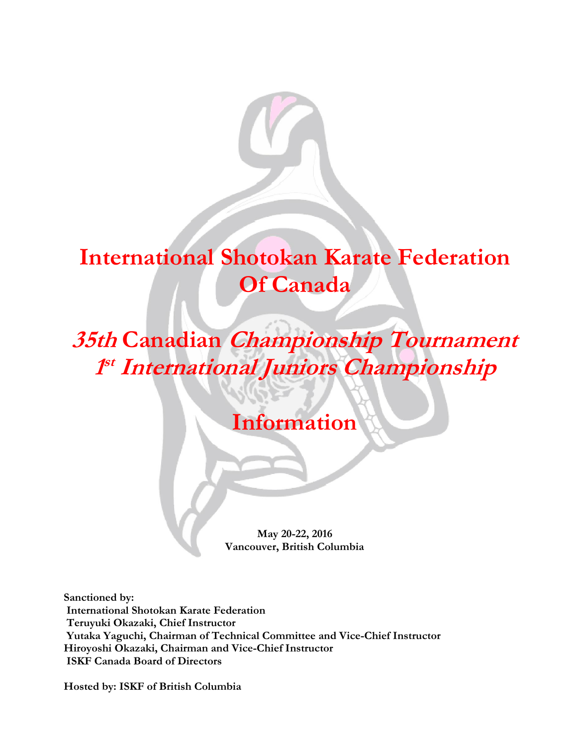# International Shotokan Karate Federation Of Canada

## *35th* Canadian *Championship Tournament*
## *1st International Juniors Championship*

# Information

**May 20-22, 2016**
**Vancouver, British Columbia**

**Sanctioned by:**
**International Shotokan Karate Federation**
**Teruyuki Okazaki, Chief Instructor**
**Yutaka Yaguchi, Chairman of Technical Committee and Vice-Chief Instructor**
**Hiroyoshi Okazaki, Chairman and Vice-Chief Instructor**
**ISKF Canada Board of Directors**

**Hosted by: ISKF of British Columbia**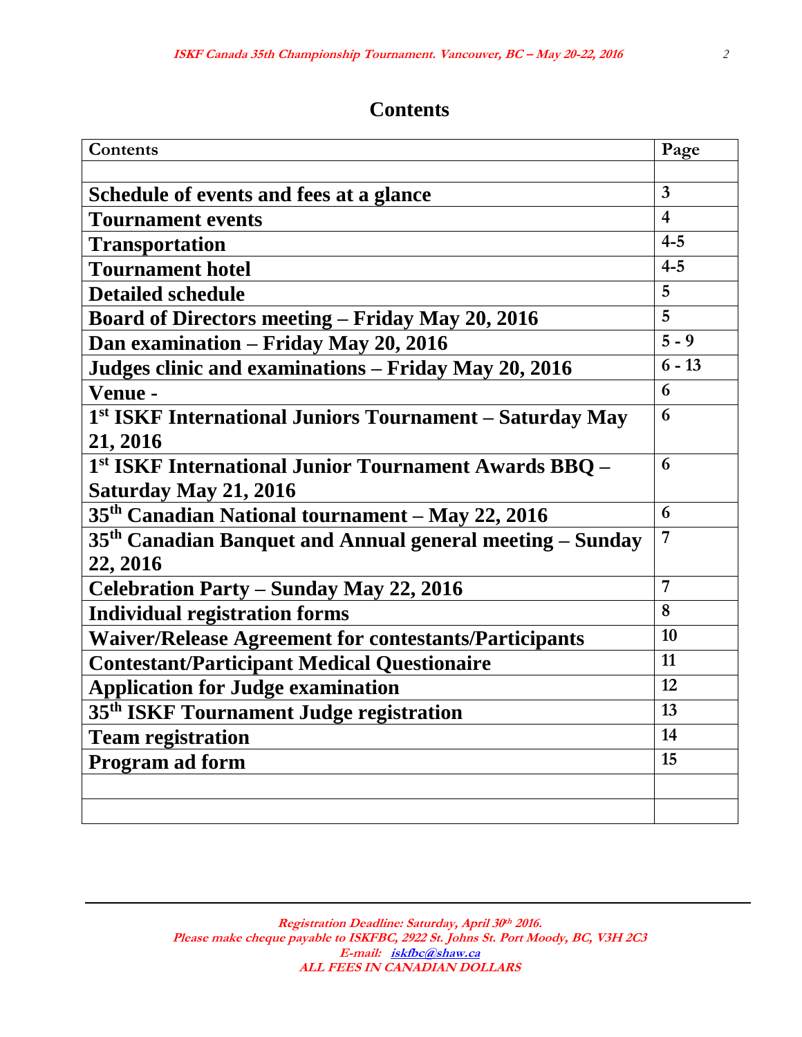# Contents

| Contents | Page |
|---|---|
| | |
| **Schedule of events and fees at a glance** | **3** |
| **Tournament events** | **4** |
| **Transportation** | **4-5** |
| **Tournament hotel** | **4-5** |
| **Detailed schedule** | **5** |
| **Board of Directors meeting – Friday May 20, 2016** | **5** |
| **Dan examination – Friday May 20, 2016** | **5 - 9** |
| **Judges clinic and examinations – Friday May 20, 2016** | **6 - 13** |
| **Venue -** | **6** |
| **1st ISKF International Juniors Tournament – Saturday May 21, 2016** | **6** |
| **1st ISKF International Junior Tournament Awards BBQ – Saturday May 21, 2016** | **6** |
| **35th Canadian National tournament – May 22, 2016** | **6** |
| **35th Canadian Banquet and Annual general meeting – Sunday 22, 2016** | **7** |
| **Celebration Party – Sunday May 22, 2016** | **7** |
| **Individual registration forms** | **8** |
| **Waiver/Release Agreement for contestants/Participants** | **10** |
| **Contestant/Participant Medical Questionaire** | **11** |
| **Application for Judge examination** | **12** |
| **35th ISKF Tournament Judge registration** | **13** |
| **Team registration** | **14** |
| **Program ad form** | **15** |
| | |
| | |

***Registration Deadline: Saturday, April 30th 2016.***
***Please make cheque payable to ISKFBC, 2922 St. Johns St. Port Moody, BC, V3H 2C3***
***E-mail: iskfbc@shaw.ca***
***ALL FEES IN CANADIAN DOLLARS***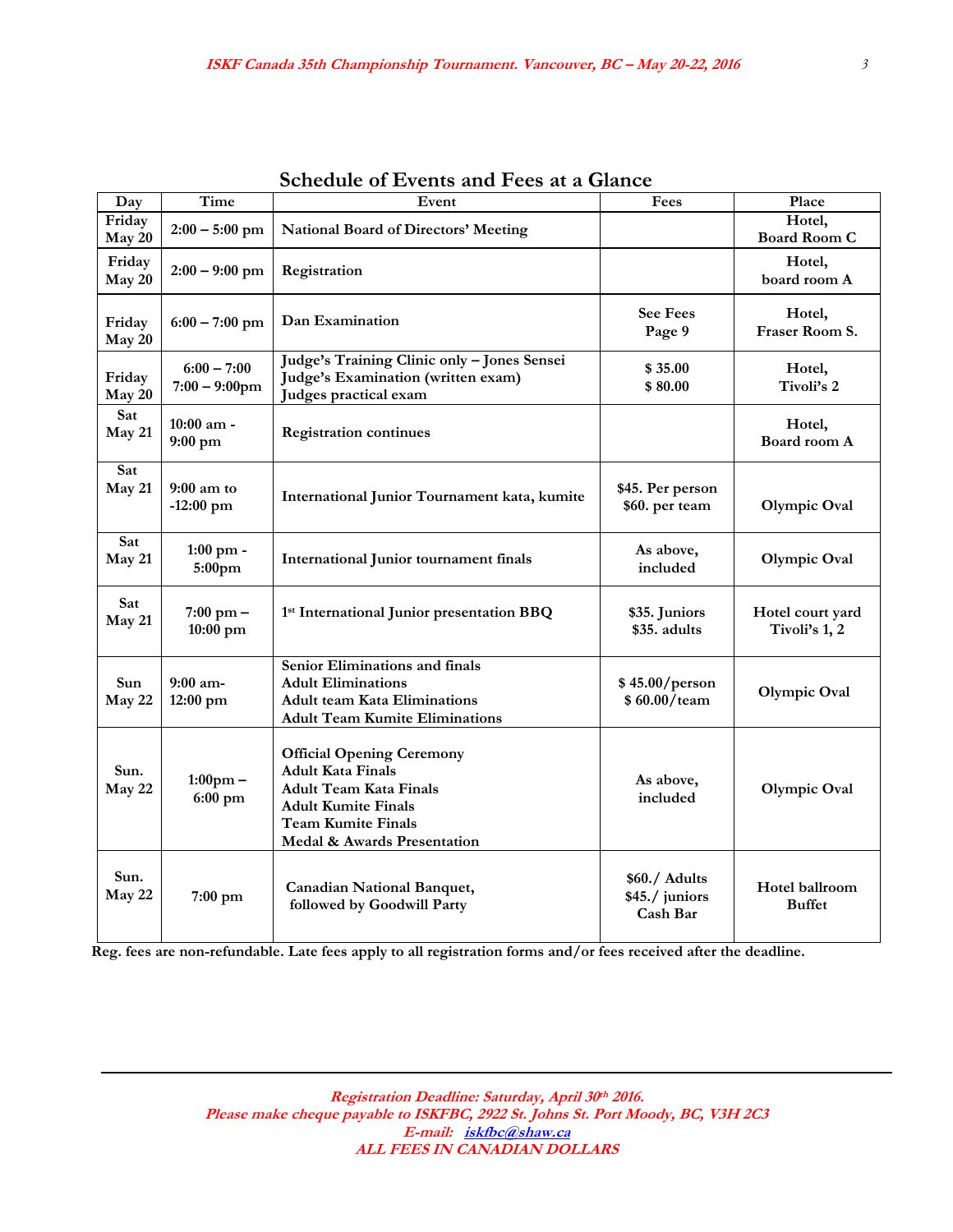## Schedule of Events and Fees at a Glance

| Day | Time | Event | Fees | Place |
|---|---|---|---|---|
| Friday May 20 | 2:00 – 5:00 pm | National Board of Directors' Meeting | | Hotel, Board Room C |
| Friday May 20 | 2:00 – 9:00 pm | Registration | | Hotel, board room A |
| Friday May 20 | 6:00 – 7:00 pm | Dan Examination | See Fees Page 9 | Hotel, Fraser Room S. |
| Friday May 20 | 6:00 – 7:00<br>7:00 – 9:00pm | Judge's Training Clinic only – Jones Sensei<br>Judge's Examination (written exam)<br>Judges practical exam | $ 35.00<br>$ 80.00 | Hotel, Tivoli's 2 |
| Sat May 21 | 10:00 am - 9:00 pm | Registration continues | | Hotel, Board room A |
| Sat May 21 | 9:00 am to -12:00 pm | International Junior Tournament kata, kumite | $45. Per person<br>$60. per team | Olympic Oval |
| Sat May 21 | 1:00 pm - 5:00pm | International Junior tournament finals | As above, included | Olympic Oval |
| Sat May 21 | 7:00 pm – 10:00 pm | 1st International Junior presentation BBQ | $35. Juniors<br>$35. adults | Hotel court yard Tivoli's 1, 2 |
| Sun May 22 | 9:00 am- 12:00 pm | Senior Eliminations and finals<br>Adult Eliminations<br>Adult team Kata Eliminations<br>Adult Team Kumite Eliminations | $ 45.00/person<br>$ 60.00/team | Olympic Oval |
| Sun. May 22 | 1:00pm – 6:00 pm | Official Opening Ceremony<br>Adult Kata Finals<br>Adult Team Kata Finals<br>Adult Kumite Finals<br>Team Kumite Finals<br>Medal & Awards Presentation | As above, included | Olympic Oval |
| Sun. May 22 | 7:00 pm | Canadian National Banquet, followed by Goodwill Party | $60./ Adults<br>$45./ juniors<br>Cash Bar | Hotel ballroom Buffet |

**Reg. fees are non-refundable. Late fees apply to all registration forms and/or fees received after the deadline.**

***Registration Deadline: Saturday, April 30th 2016.***
***Please make cheque payable to ISKFBC, 2922 St. Johns St. Port Moody, BC, V3H 2C3***
***E-mail: iskfbc@shaw.ca***
***ALL FEES IN CANADIAN DOLLARS***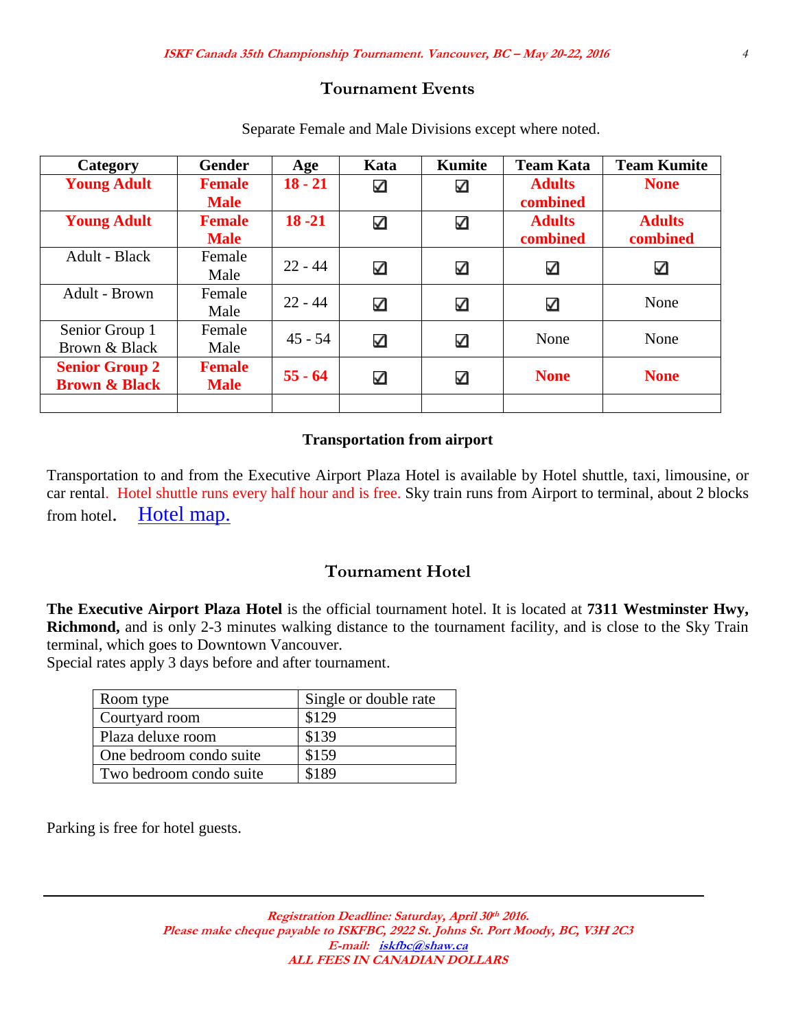## Tournament Events

Separate Female and Male Divisions except where noted.

| Category | Gender | Age | Kata | Kumite | Team Kata | Team Kumite |
|---|---|---|---|---|---|---|
| **Young Adult** | **Female Male** | **18 - 21** | ☑ | ☑ | **Adults combined** | **None** |
| **Young Adult** | **Female Male** | **18 -21** | ☑ | ☑ | **Adults combined** | **Adults combined** |
| Adult - Black | Female Male | 22 - 44 | ☑ | ☑ | ☑ | ☑ |
| Adult - Brown | Female Male | 22 - 44 | ☑ | ☑ | ☑ | None |
| Senior Group 1 Brown & Black | Female Male | 45 - 54 | ☑ | ☑ | None | None |
| **Senior Group 2 Brown & Black** | **Female Male** | **55 - 64** | ☑ | ☑ | **None** | **None** |
| | | | | | | |

### Transportation from airport

Transportation to and from the Executive Airport Plaza Hotel is available by Hotel shuttle, taxi, limousine, or car rental. Hotel shuttle runs every half hour and is free. Sky train runs from Airport to terminal, about 2 blocks from hotel. Hotel map.

## Tournament Hotel

**The Executive Airport Plaza Hotel** is the official tournament hotel. It is located at **7311 Westminster Hwy, Richmond,** and is only 2-3 minutes walking distance to the tournament facility, and is close to the Sky Train terminal, which goes to Downtown Vancouver.
Special rates apply 3 days before and after tournament.

| Room type | Single or double rate |
|---|---|
| Courtyard room | $129 |
| Plaza deluxe room | $139 |
| One bedroom condo suite | $159 |
| Two bedroom condo suite | $189 |

Parking is free for hotel guests.

***Registration Deadline: Saturday, April 30th 2016.***
***Please make cheque payable to ISKFBC, 2922 St. Johns St. Port Moody, BC, V3H 2C3***
***E-mail: iskfbc@shaw.ca***
***ALL FEES IN CANADIAN DOLLARS***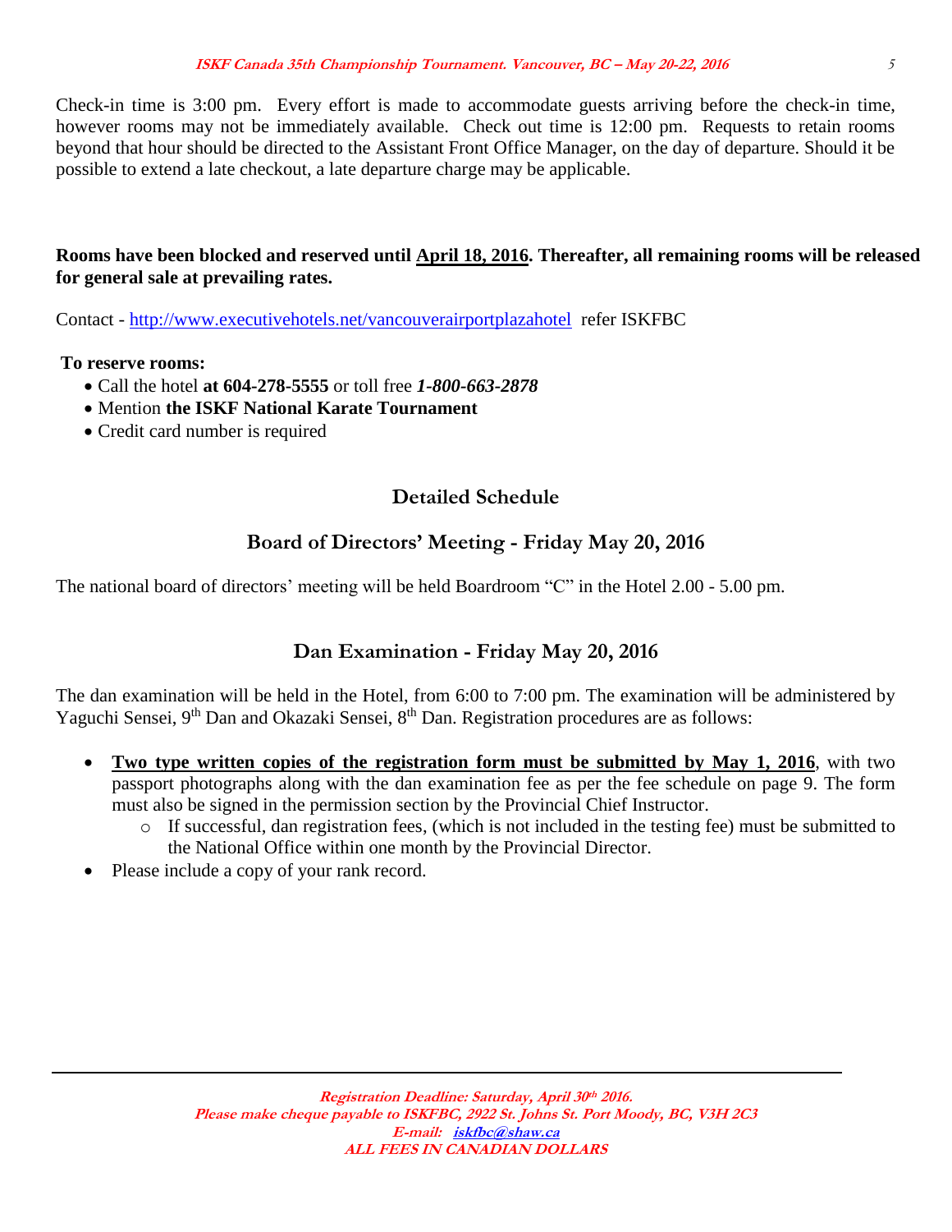Check-in time is 3:00 pm. Every effort is made to accommodate guests arriving before the check-in time, however rooms may not be immediately available. Check out time is 12:00 pm. Requests to retain rooms beyond that hour should be directed to the Assistant Front Office Manager, on the day of departure. Should it be possible to extend a late checkout, a late departure charge may be applicable.

**Rooms have been blocked and reserved until April 18, 2016. Thereafter, all remaining rooms will be released for general sale at prevailing rates.**

Contact - http://www.executivehotels.net/vancouverairportplazahotel refer ISKFBC

**To reserve rooms:**

- Call the hotel **at 604-278-5555** or toll free ***1-800-663-2878***
- Mention **the ISKF National Karate Tournament**
- Credit card number is required

## Detailed Schedule

### Board of Directors' Meeting - Friday May 20, 2016

The national board of directors' meeting will be held Boardroom "C" in the Hotel 2.00 - 5.00 pm.

### Dan Examination - Friday May 20, 2016

The dan examination will be held in the Hotel, from 6:00 to 7:00 pm. The examination will be administered by Yaguchi Sensei, 9th Dan and Okazaki Sensei, 8th Dan. Registration procedures are as follows:

- **Two type written copies of the registration form must be submitted by May 1, 2016**, with two passport photographs along with the dan examination fee as per the fee schedule on page 9. The form must also be signed in the permission section by the Provincial Chief Instructor.
  - If successful, dan registration fees, (which is not included in the testing fee) must be submitted to the National Office within one month by the Provincial Director.
- Please include a copy of your rank record.

***Registration Deadline: Saturday, April 30th 2016.***
***Please make cheque payable to ISKFBC, 2922 St. Johns St. Port Moody, BC, V3H 2C3***
***E-mail: iskfbc@shaw.ca***
***ALL FEES IN CANADIAN DOLLARS***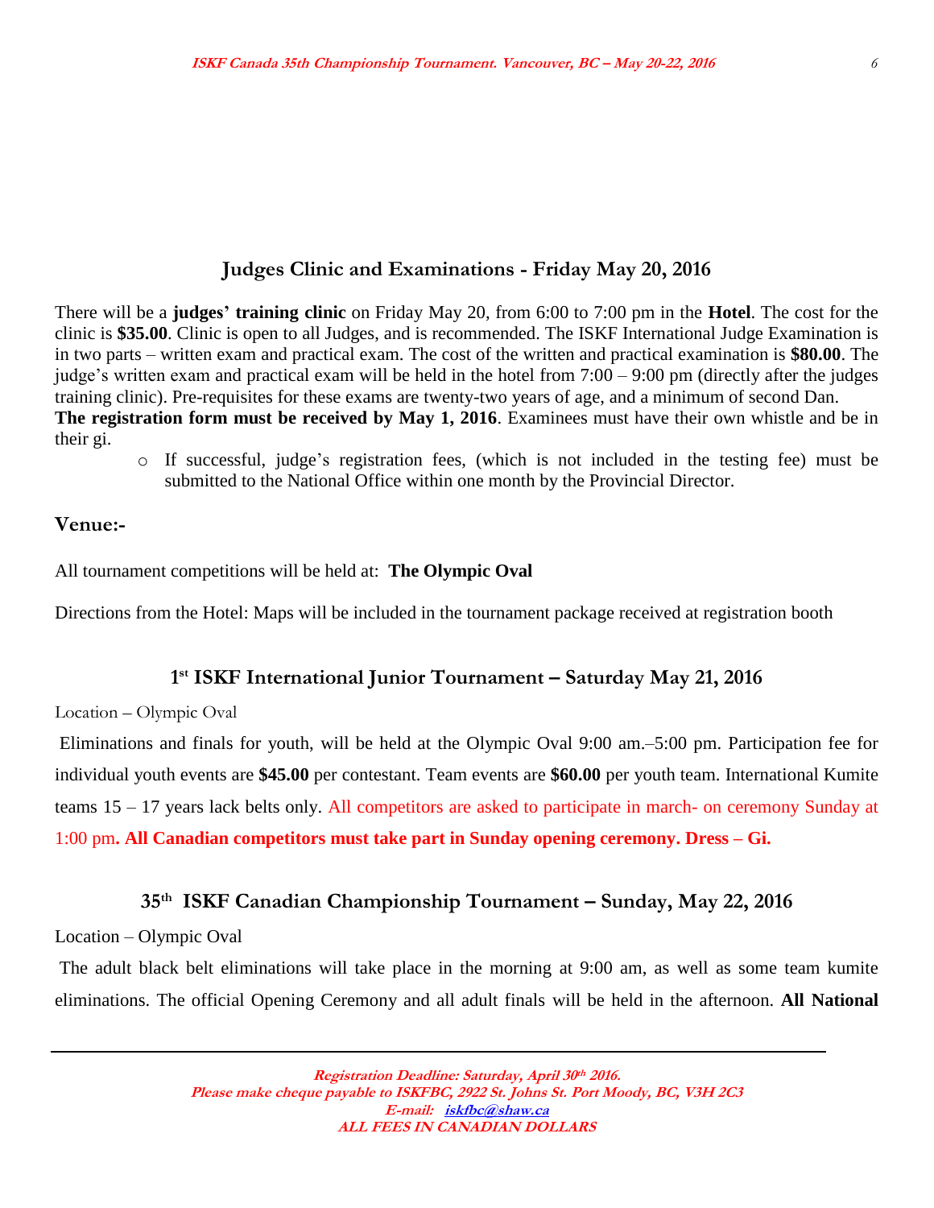## Judges Clinic and Examinations - Friday May 20, 2016

There will be a **judges' training clinic** on Friday May 20, from 6:00 to 7:00 pm in the **Hotel**. The cost for the clinic is **$35.00**. Clinic is open to all Judges, and is recommended. The ISKF International Judge Examination is in two parts – written exam and practical exam. The cost of the written and practical examination is **$80.00**. The judge's written exam and practical exam will be held in the hotel from 7:00 – 9:00 pm (directly after the judges training clinic). Pre-requisites for these exams are twenty-two years of age, and a minimum of second Dan. **The registration form must be received by May 1, 2016**. Examinees must have their own whistle and be in their gi.

- If successful, judge's registration fees, (which is not included in the testing fee) must be submitted to the National Office within one month by the Provincial Director.

### Venue:-

All tournament competitions will be held at: **The Olympic Oval**

Directions from the Hotel: Maps will be included in the tournament package received at registration booth

## 1st ISKF International Junior Tournament – Saturday May 21, 2016

Location – Olympic Oval

Eliminations and finals for youth, will be held at the Olympic Oval 9:00 am.–5:00 pm. Participation fee for individual youth events are **$45.00** per contestant. Team events are **$60.00** per youth team. International Kumite teams 15 – 17 years lack belts only. All competitors are asked to participate in march- on ceremony Sunday at 1:00 pm**. All Canadian competitors must take part in Sunday opening ceremony. Dress – Gi.**

## 35th ISKF Canadian Championship Tournament – Sunday, May 22, 2016

Location – Olympic Oval

The adult black belt eliminations will take place in the morning at 9:00 am, as well as some team kumite eliminations. The official Opening Ceremony and all adult finals will be held in the afternoon. **All National**

***Registration Deadline: Saturday, April 30th 2016.***
***Please make cheque payable to ISKFBC, 2922 St. Johns St. Port Moody, BC, V3H 2C3***
***E-mail: iskfbc@shaw.ca***
***ALL FEES IN CANADIAN DOLLARS***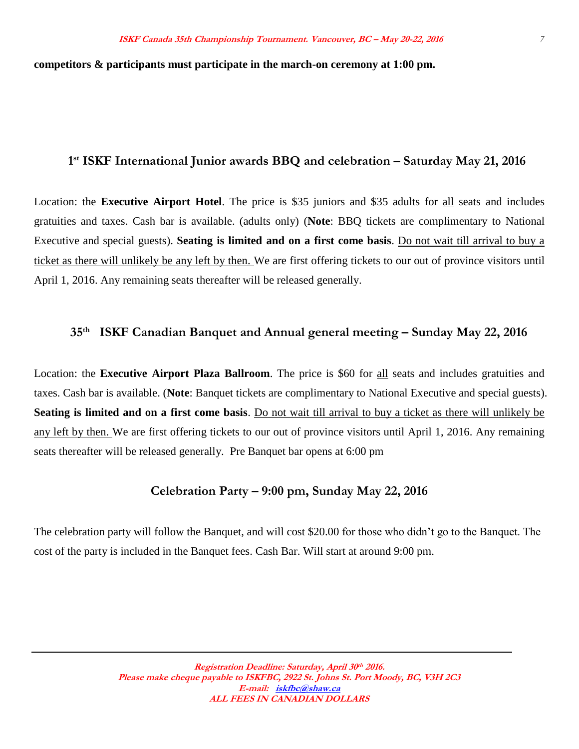**competitors & participants must participate in the march-on ceremony at 1:00 pm.**

## 1st ISKF International Junior awards BBQ and celebration – Saturday May 21, 2016

Location: the **Executive Airport Hotel**. The price is $35 juniors and $35 adults for all seats and includes gratuities and taxes. Cash bar is available. (adults only) (**Note**: BBQ tickets are complimentary to National Executive and special guests). **Seating is limited and on a first come basis**. Do not wait till arrival to buy a ticket as there will unlikely be any left by then. We are first offering tickets to our out of province visitors until April 1, 2016. Any remaining seats thereafter will be released generally.

## 35th ISKF Canadian Banquet and Annual general meeting – Sunday May 22, 2016

Location: the **Executive Airport Plaza Ballroom**. The price is $60 for all seats and includes gratuities and taxes. Cash bar is available. (**Note**: Banquet tickets are complimentary to National Executive and special guests). **Seating is limited and on a first come basis**. Do not wait till arrival to buy a ticket as there will unlikely be any left by then. We are first offering tickets to our out of province visitors until April 1, 2016. Any remaining seats thereafter will be released generally. Pre Banquet bar opens at 6:00 pm

## Celebration Party – 9:00 pm, Sunday May 22, 2016

The celebration party will follow the Banquet, and will cost $20.00 for those who didn't go to the Banquet. The cost of the party is included in the Banquet fees. Cash Bar. Will start at around 9:00 pm.

***Registration Deadline: Saturday, April 30th 2016.***
***Please make cheque payable to ISKFBC, 2922 St. Johns St. Port Moody, BC, V3H 2C3***
***E-mail: iskfbc@shaw.ca***
***ALL FEES IN CANADIAN DOLLARS***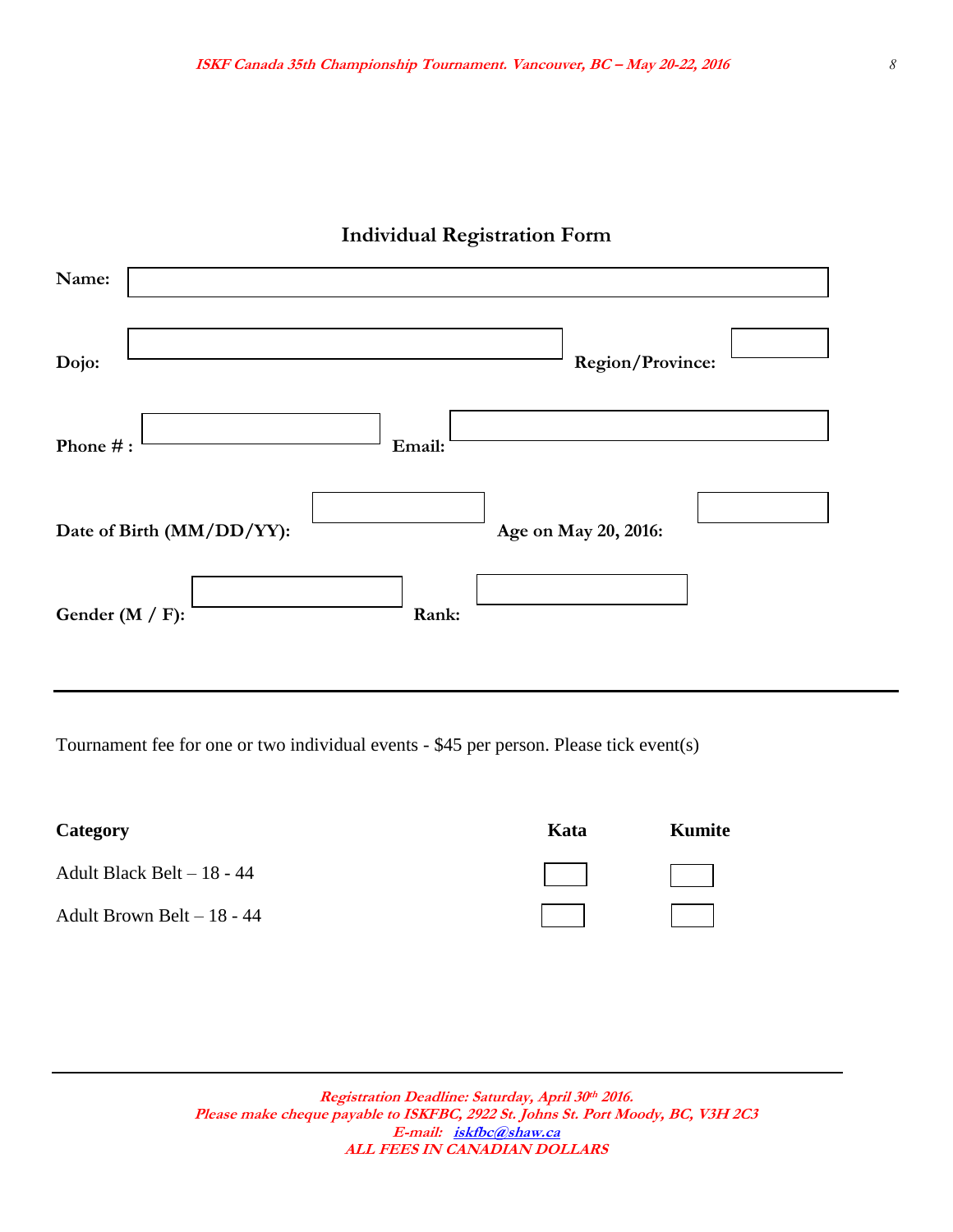## Individual Registration Form

**Name:** 

**Dojo:** **Region/Province:** 

**Phone # :** **Email:** 

**Date of Birth (MM/DD/YY):** **Age on May 20, 2016:** 

**Gender (M / F):** **Rank:** 

---

Tournament fee for one or two individual events - $45 per person. Please tick event(s)

| Category | Kata | Kumite |
|---|---|---|
| Adult Black Belt – 18 - 44 | ☐ | ☐ |
| Adult Brown Belt – 18 - 44 | ☐ | ☐ |

---

***Registration Deadline: Saturday, April 30th 2016.***
***Please make cheque payable to ISKFBC, 2922 St. Johns St. Port Moody, BC, V3H 2C3***
***E-mail: iskfbc@shaw.ca***
***ALL FEES IN CANADIAN DOLLARS***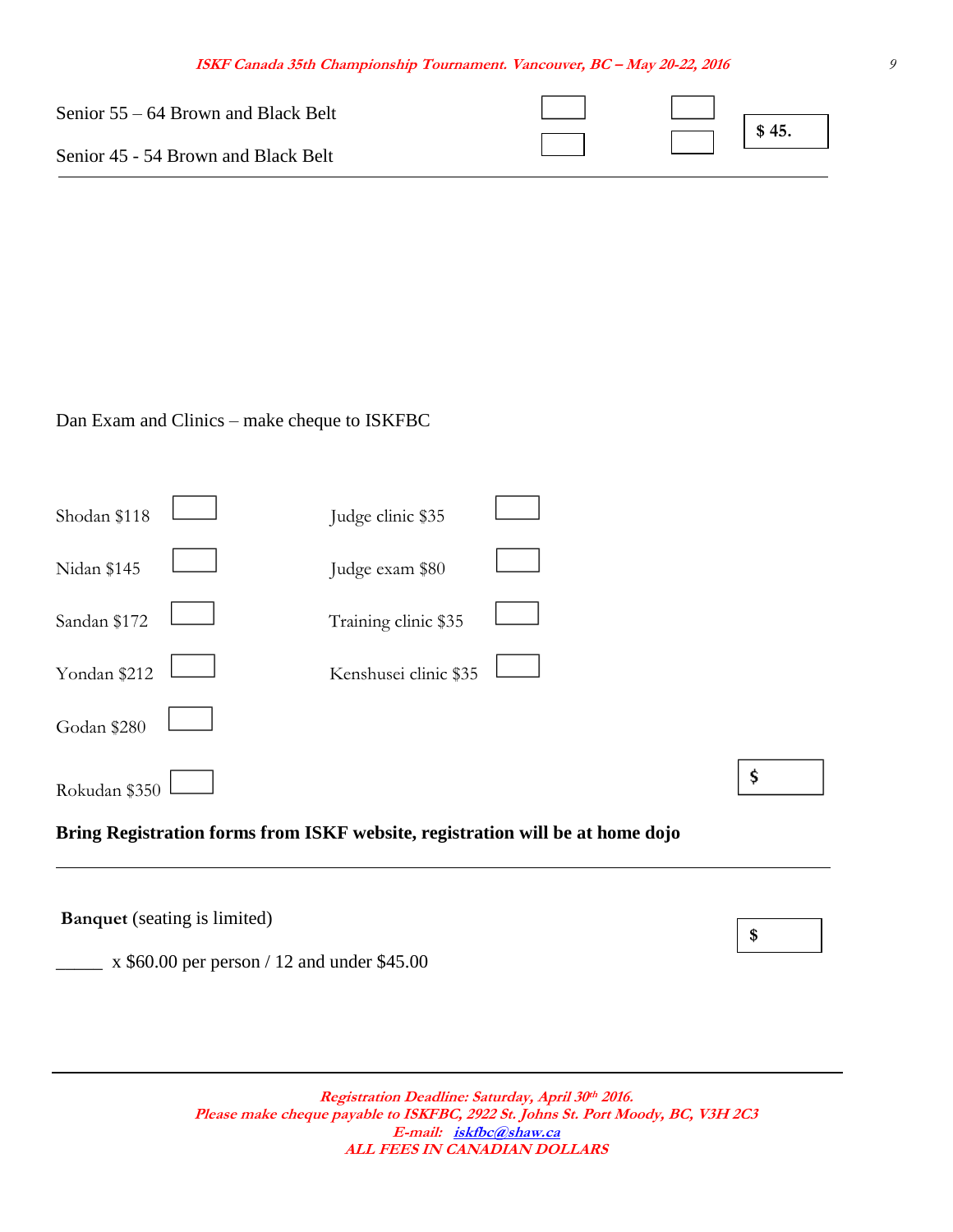| | | | |
|---|---|---|---|
| Senior 55 – 64 Brown and Black Belt | ☐ | ☐ | **$ 45.** |
| Senior 45 - 54 Brown and Black Belt | ☐ | ☐ | |

---

Dan Exam and Clinics – make cheque to ISKFBC

| | | | |
|---|---|---|---|
| Shodan $118 | ☐ | Judge clinic $35 | ☐ |
| Nidan $145 | ☐ | Judge exam $80 | ☐ |
| Sandan $172 | ☐ | Training clinic $35 | ☐ |
| Yondan $212 | ☐ | Kenshusei clinic $35 | ☐ |
| Godan $280 | ☐ | | |
| Rokudan $350 | ☐ | | |

**$** ______

**Bring Registration forms from ISKF website, registration will be at home dojo**

---

**Banquet** (seating is limited)

_____ x $60.00 per person / 12 and under $45.00

**$** ______

---

*Registration Deadline: Saturday, April 30th 2016.*
*Please make cheque payable to ISKFBC, 2922 St. Johns St. Port Moody, BC, V3H 2C3*
*E-mail: iskfbc@shaw.ca*
*ALL FEES IN CANADIAN DOLLARS*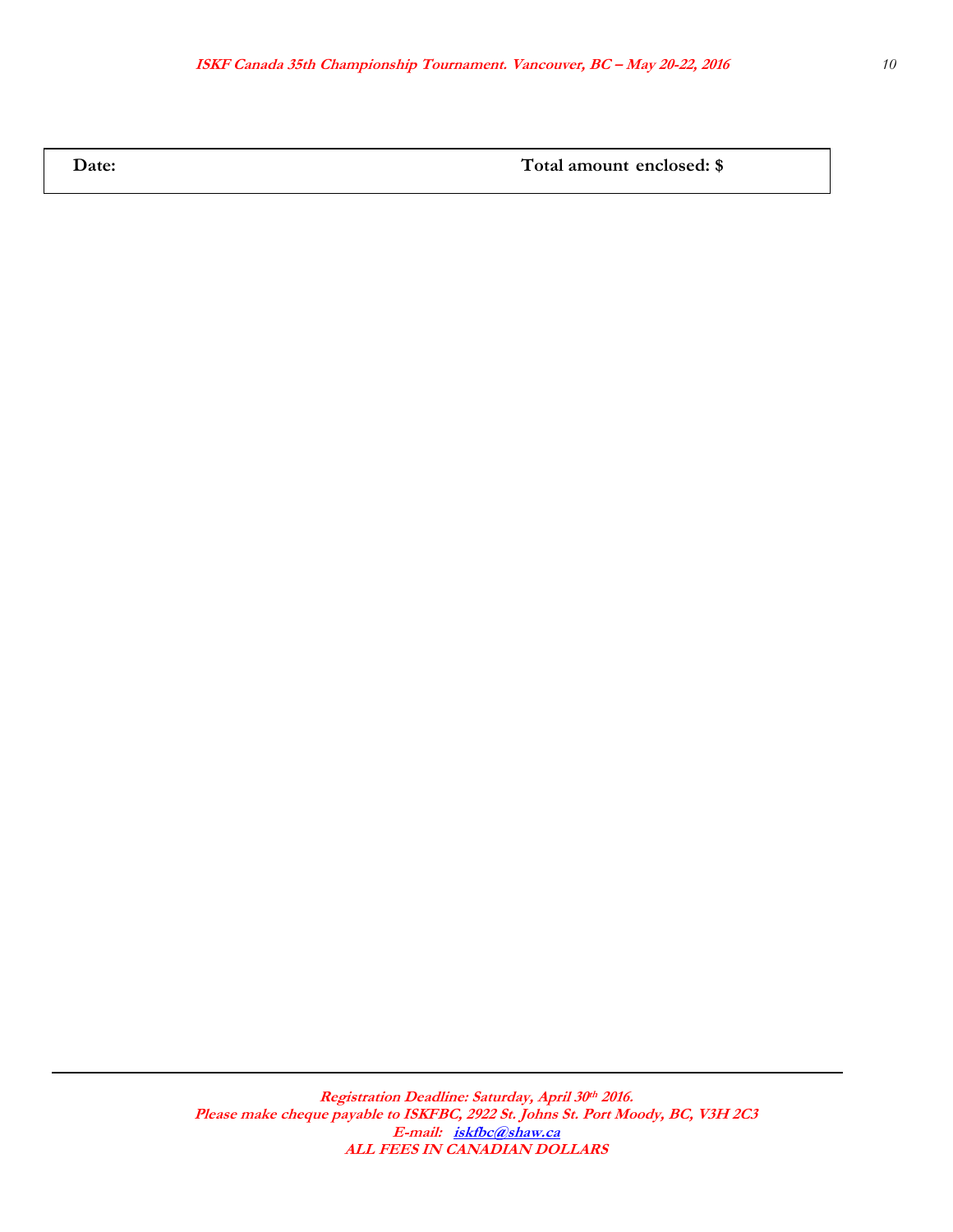| | |
|---|---|
| **Date:** | **Total amount enclosed: $** |

***Registration Deadline: Saturday, April 30th 2016.***
***Please make cheque payable to ISKFBC, 2922 St. Johns St. Port Moody, BC, V3H 2C3***
***E-mail: iskfbc@shaw.ca***
***ALL FEES IN CANADIAN DOLLARS***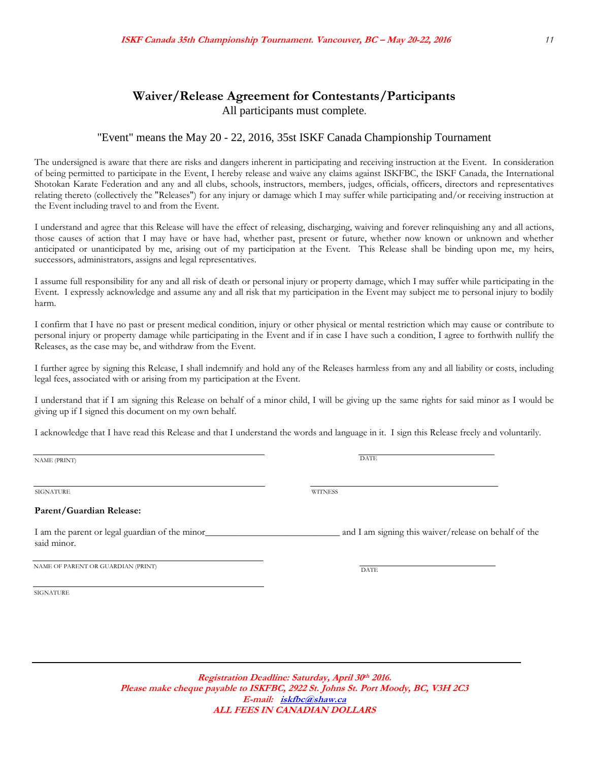# Waiver/Release Agreement for Contestants/Participants

All participants must complete.

"Event" means the May 20 - 22, 2016, 35st ISKF Canada Championship Tournament

The undersigned is aware that there are risks and dangers inherent in participating and receiving instruction at the Event. In consideration of being permitted to participate in the Event, I hereby release and waive any claims against ISKFBC, the ISKF Canada, the International Shotokan Karate Federation and any and all clubs, schools, instructors, members, judges, officials, officers, directors and representatives relating thereto (collectively the "Releases") for any injury or damage which I may suffer while participating and/or receiving instruction at the Event including travel to and from the Event.

I understand and agree that this Release will have the effect of releasing, discharging, waiving and forever relinquishing any and all actions, those causes of action that I may have or have had, whether past, present or future, whether now known or unknown and whether anticipated or unanticipated by me, arising out of my participation at the Event. This Release shall be binding upon me, my heirs, successors, administrators, assigns and legal representatives.

I assume full responsibility for any and all risk of death or personal injury or property damage, which I may suffer while participating in the Event. I expressly acknowledge and assume any and all risk that my participation in the Event may subject me to personal injury to bodily harm.

I confirm that I have no past or present medical condition, injury or other physical or mental restriction which may cause or contribute to personal injury or property damage while participating in the Event and if in case I have such a condition, I agree to forthwith nullify the Releases, as the case may be, and withdraw from the Event.

I further agree by signing this Release, I shall indemnify and hold any of the Releases harmless from any and all liability or costs, including legal fees, associated with or arising from my participation at the Event.

I understand that if I am signing this Release on behalf of a minor child, I will be giving up the same rights for said minor as I would be giving up if I signed this document on my own behalf.

I acknowledge that I have read this Release and that I understand the words and language in it. I sign this Release freely and voluntarily.

______________________________ NAME (PRINT)        ______________________________ DATE

______________________________ SIGNATURE        ______________________________ WITNESS

**Parent/Guardian Release:**

I am the parent or legal guardian of the minor____________________________ and I am signing this waiver/release on behalf of the said minor.

______________________________ NAME OF PARENT OR GUARDIAN (PRINT)        ______________________________ DATE

______________________________ SIGNATURE

***Registration Deadline: Saturday, April 30th 2016.***
***Please make cheque payable to ISKFBC, 2922 St. Johns St. Port Moody, BC, V3H 2C3***
***E-mail: iskfbc@shaw.ca***
***ALL FEES IN CANADIAN DOLLARS***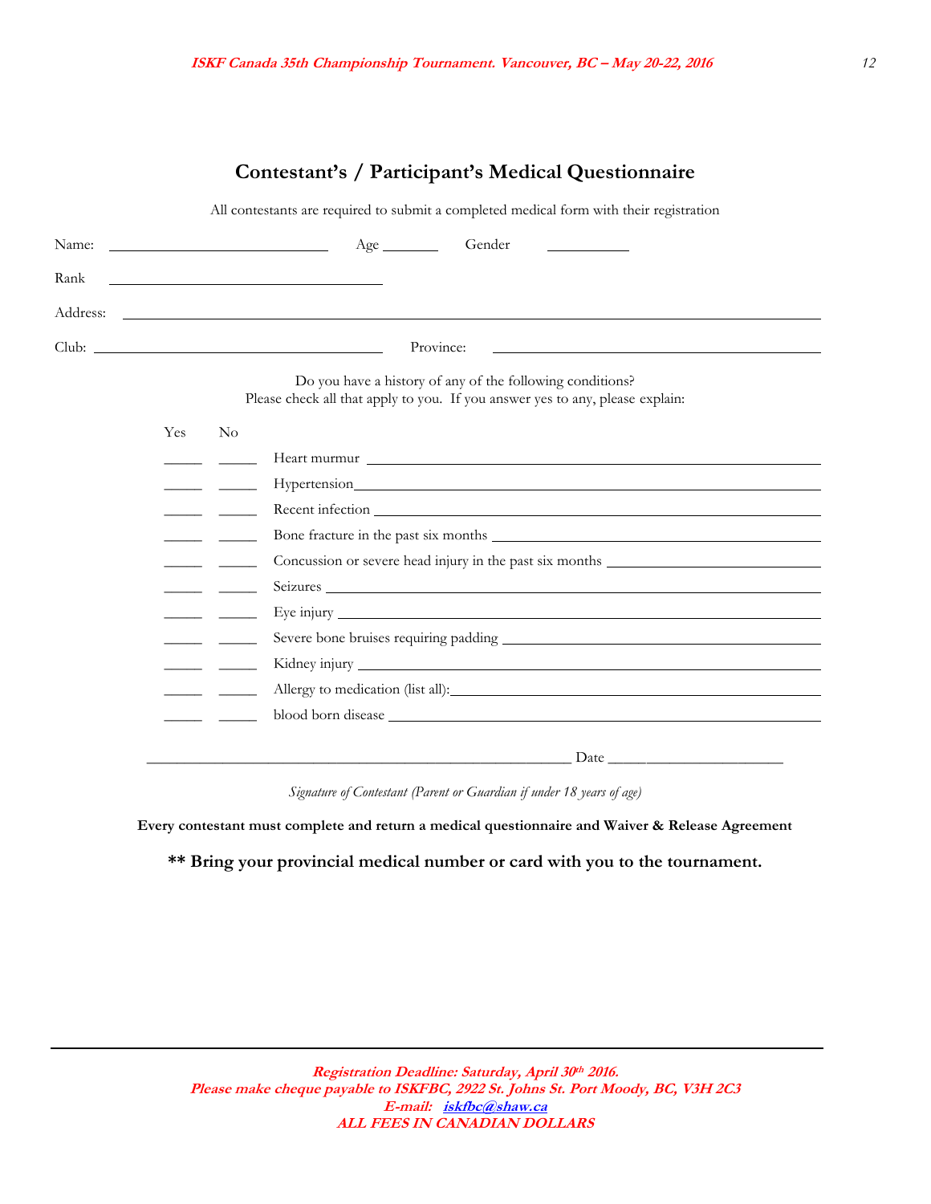## Contestant's / Participant's Medical Questionnaire

All contestants are required to submit a completed medical form with their registration

Name: ______________________ Age ______ Gender ________

Rank ______________________

Address: ________________________________________________

Club: ______________________ Province: ______________________

Do you have a history of any of the following conditions?
Please check all that apply to you. If you answer yes to any, please explain:

| Yes | No | |
|---|---|---|
| _____ | _____ | Heart murmur ________________ |
| _____ | _____ | Hypertension ________________ |
| _____ | _____ | Recent infection ________________ |
| _____ | _____ | Bone fracture in the past six months ________________ |
| _____ | _____ | Concussion or severe head injury in the past six months ________________ |
| _____ | _____ | Seizures ________________ |
| _____ | _____ | Eye injury ________________ |
| _____ | _____ | Severe bone bruises requiring padding ________________ |
| _____ | _____ | Kidney injury ________________ |
| _____ | _____ | Allergy to medication (list all): ________________ |
| _____ | _____ | blood born disease ________________ |

________________________________________ Date ________________

*Signature of Contestant (Parent or Guardian if under 18 years of age)*

**Every contestant must complete and return a medical questionnaire and Waiver & Release Agreement**

**** Bring your provincial medical number or card with you to the tournament.**

---

***Registration Deadline: Saturday, April 30th 2016.***
***Please make cheque payable to ISKFBC, 2922 St. Johns St. Port Moody, BC, V3H 2C3***
***E-mail: iskfbc@shaw.ca***
***ALL FEES IN CANADIAN DOLLARS***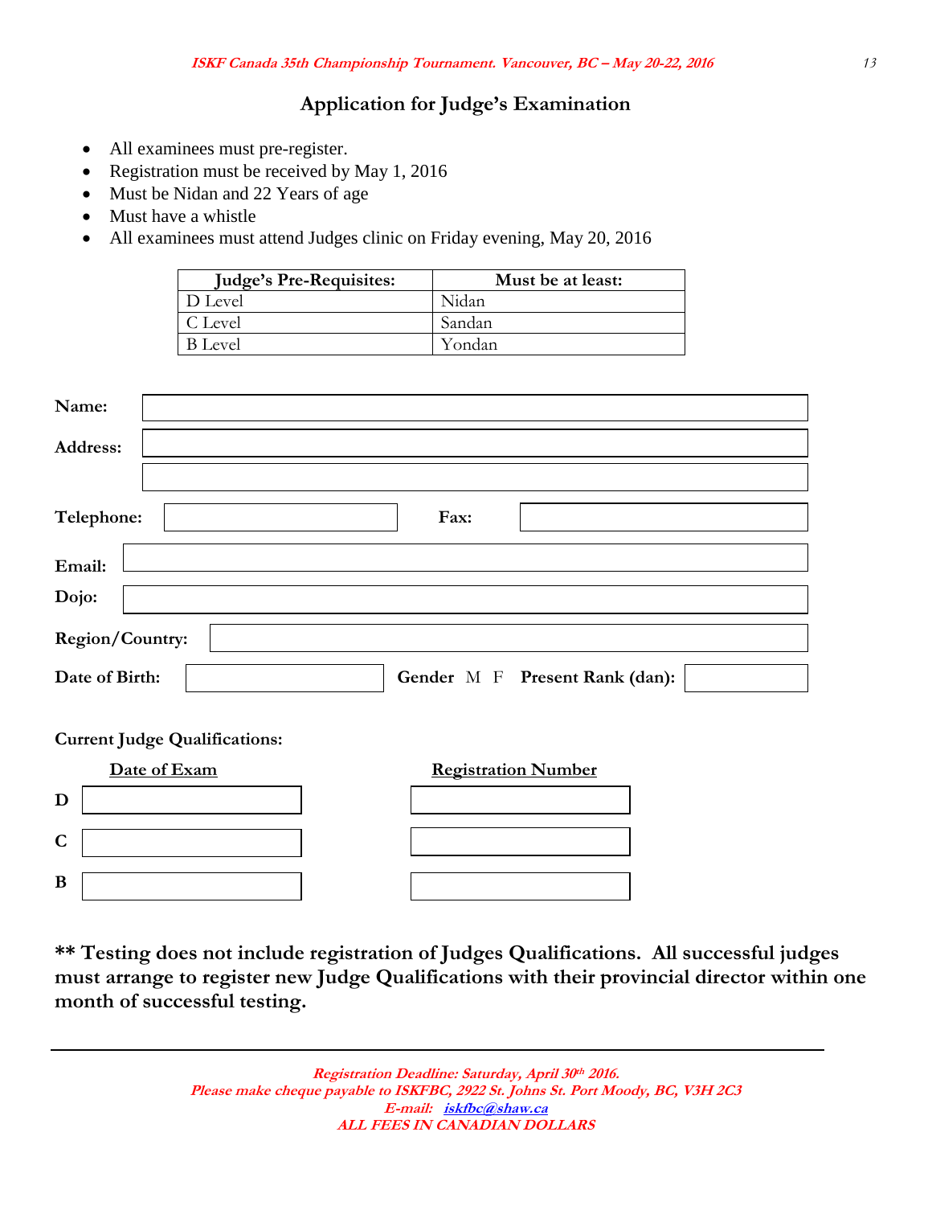# Application for Judge's Examination

- All examinees must pre-register.
- Registration must be received by May 1, 2016
- Must be Nidan and 22 Years of age
- Must have a whistle
- All examinees must attend Judges clinic on Friday evening, May 20, 2016

| Judge's Pre-Requisites: | Must be at least: |
|---|---|
| D Level | Nidan |
| C Level | Sandan |
| B Level | Yondan |

**Name:**

**Address:**

**Telephone:** **Fax:**

**Email:**

**Dojo:**

**Region/Country:**

**Date of Birth:** **Gender** M F **Present Rank (dan):**

**Current Judge Qualifications:**

| | Date of Exam | Registration Number |
|---|---|---|
| **D** | | |
| **C** | | |
| **B** | | |

**\*\* Testing does not include registration of Judges Qualifications. All successful judges must arrange to register new Judge Qualifications with their provincial director within one month of successful testing.**

---

*Registration Deadline: Saturday, April 30th 2016.*
*Please make cheque payable to ISKFBC, 2922 St. Johns St. Port Moody, BC, V3H 2C3*
*E-mail: iskfbc@shaw.ca*
*ALL FEES IN CANADIAN DOLLARS*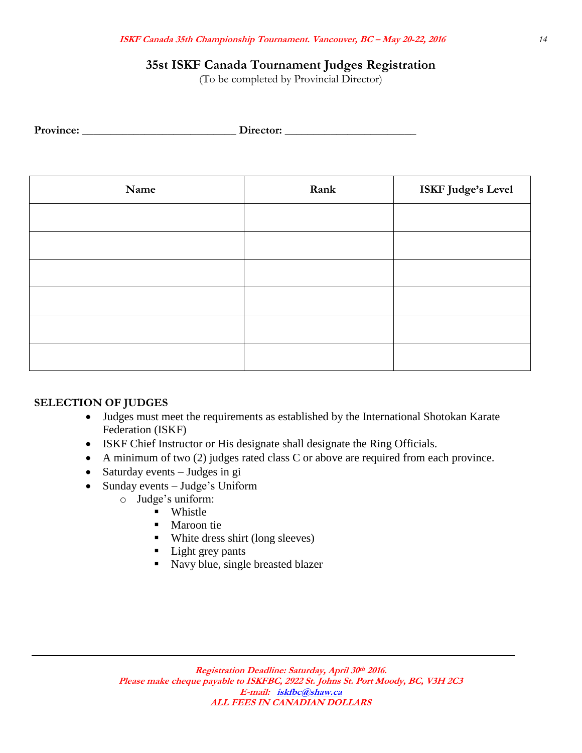## 35st ISKF Canada Tournament Judges Registration

(To be completed by Provincial Director)

**Province:** ___________________________ **Director:** _______________________

| Name | Rank | ISKF Judge's Level |
|---|---|---|
| | | |
| | | |
| | | |
| | | |
| | | |
| | | |

**SELECTION OF JUDGES**

- Judges must meet the requirements as established by the International Shotokan Karate Federation (ISKF)
- ISKF Chief Instructor or His designate shall designate the Ring Officials.
- A minimum of two (2) judges rated class C or above are required from each province.
- Saturday events – Judges in gi
- Sunday events – Judge's Uniform
  - Judge's uniform:
    - Whistle
    - Maroon tie
    - White dress shirt (long sleeves)
    - Light grey pants
    - Navy blue, single breasted blazer

***Registration Deadline: Saturday, April 30th 2016.***
***Please make cheque payable to ISKFBC, 2922 St. Johns St. Port Moody, BC, V3H 2C3***
***E-mail: iskfbc@shaw.ca***
***ALL FEES IN CANADIAN DOLLARS***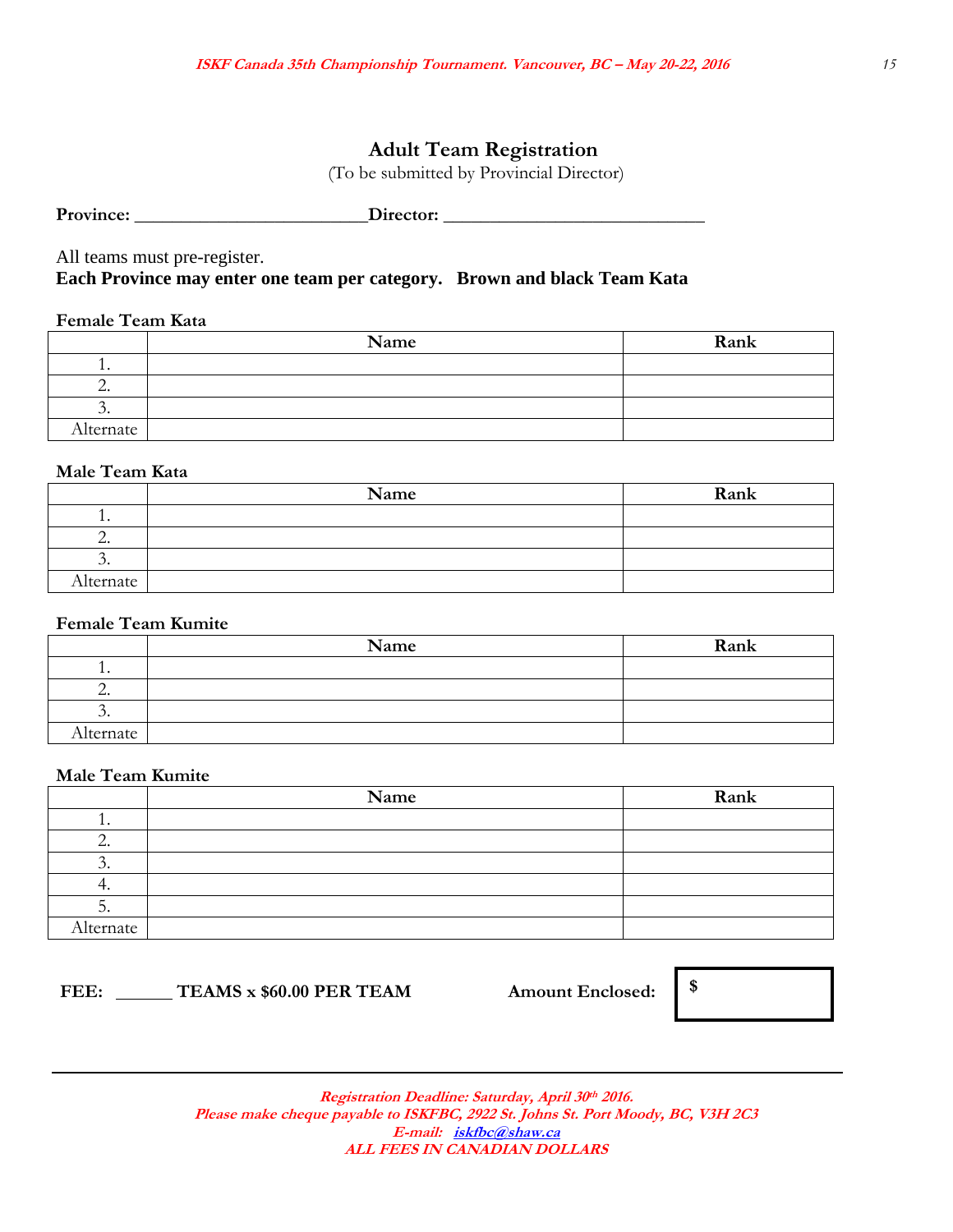# Adult Team Registration

(To be submitted by Provincial Director)

**Province:** _________________________**Director:** ____________________________

All teams must pre-register.

**Each Province may enter one team per category. Brown and black Team Kata**

**Female Team Kata**

| | Name | Rank |
|---|---|---|
| 1. | | |
| 2. | | |
| 3. | | |
| Alternate | | |

**Male Team Kata**

| | Name | Rank |
|---|---|---|
| 1. | | |
| 2. | | |
| 3. | | |
| Alternate | | |

**Female Team Kumite**

| | Name | Rank |
|---|---|---|
| 1. | | |
| 2. | | |
| 3. | | |
| Alternate | | |

**Male Team Kumite**

| | Name | Rank |
|---|---|---|
| 1. | | |
| 2. | | |
| 3. | | |
| 4. | | |
| 5. | | |
| Alternate | | |

**FEE:** ______ **TEAMS x $60.00 PER TEAM** **Amount Enclosed:** **$**

***Registration Deadline: Saturday, April 30th 2016.***

***Please make cheque payable to ISKFBC, 2922 St. Johns St. Port Moody, BC, V3H 2C3***

***E-mail: iskfbc@shaw.ca***

***ALL FEES IN CANADIAN DOLLARS***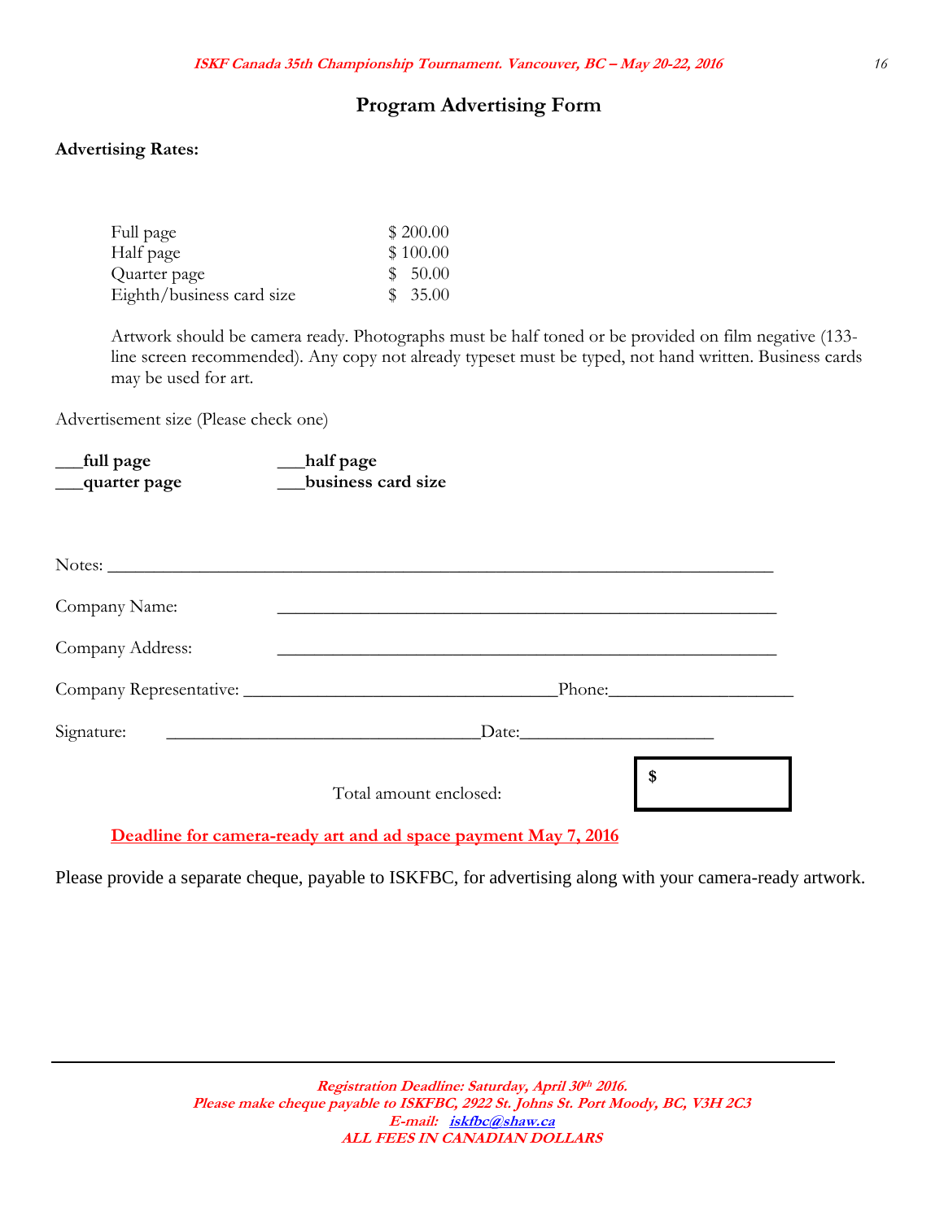# Program Advertising Form

**Advertising Rates:**

| | |
|---|---|
| Full page | $ 200.00 |
| Half page | $ 100.00 |
| Quarter page | $ 50.00 |
| Eighth/business card size | $ 35.00 |

Artwork should be camera ready. Photographs must be half toned or be provided on film negative (133-line screen recommended). Any copy not already typeset must be typed, not hand written. Business cards may be used for art.

Advertisement size (Please check one)

**___full page** **___half page**
**___quarter page** **___business card size**

Notes: ___________________________________________________________________________

Company Name: ________________________________________________________

Company Address: ________________________________________________________

Company Representative: ___________________________________Phone:__________________

Signature: ___________________________________Date:____________________

Total amount enclosed: **$**

**Deadline for camera-ready art and ad space payment May 7, 2016**

Please provide a separate cheque, payable to ISKFBC, for advertising along with your camera-ready artwork.

***Registration Deadline: Saturday, April 30th 2016.***
***Please make cheque payable to ISKFBC, 2922 St. Johns St. Port Moody, BC, V3H 2C3***
***E-mail: iskfbc@shaw.ca***
***ALL FEES IN CANADIAN DOLLARS***